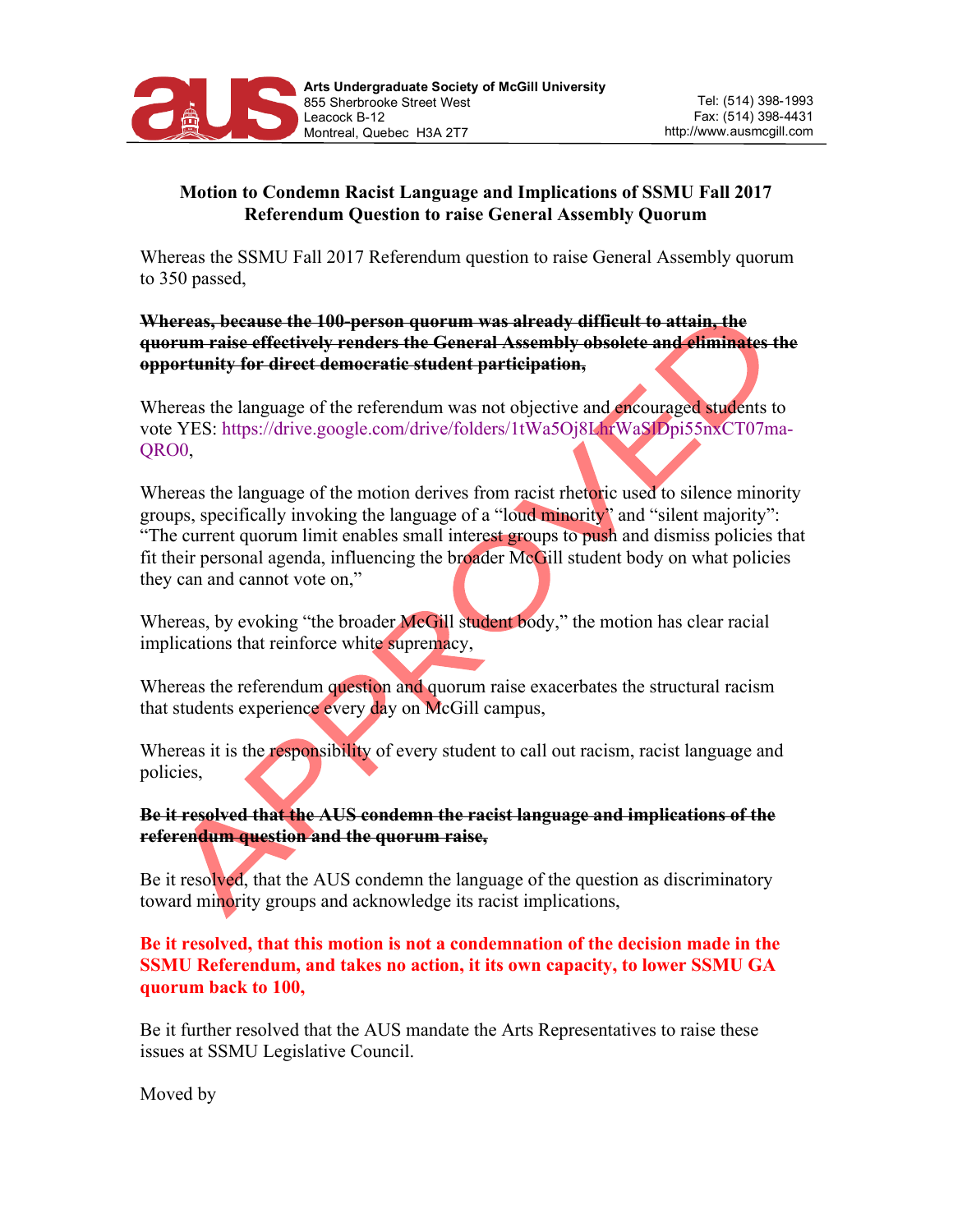**Arts Undergraduate Society of McGill University**
855 Sherbrooke Street West
Leacock B-12
Montreal, Quebec H3A 2T7

Tel: (514) 398-1993
Fax: (514) 398-4431
http://www.ausmcgill.com

## Motion to Condemn Racist Language and Implications of SSMU Fall 2017 Referendum Question to raise General Assembly Quorum

Whereas the SSMU Fall 2017 Referendum question to raise General Assembly quorum to 350 passed,

~~**Whereas, because the 100-person quorum was already difficult to attain, the quorum raise effectively renders the General Assembly obsolete and eliminates the opportunity for direct democratic student participation,**~~

Whereas the language of the referendum was not objective and encouraged students to vote YES: https://drive.google.com/drive/folders/1tWa5Oj8LhrWaSIDpi55nxCT07ma-QRO0,

Whereas the language of the motion derives from racist rhetoric used to silence minority groups, specifically invoking the language of a "loud minority" and "silent majority": "The current quorum limit enables small interest groups to push and dismiss policies that fit their personal agenda, influencing the broader McGill student body on what policies they can and cannot vote on,"

Whereas, by evoking "the broader McGill student body," the motion has clear racial implications that reinforce white supremacy,

Whereas the referendum question and quorum raise exacerbates the structural racism that students experience every day on McGill campus,

Whereas it is the responsibility of every student to call out racism, racist language and policies,

~~**Be it resolved that the AUS condemn the racist language and implications of the referendum question and the quorum raise,**~~

Be it resolved, that the AUS condemn the language of the question as discriminatory toward minority groups and acknowledge its racist implications,

**Be it resolved, that this motion is not a condemnation of the decision made in the SSMU Referendum, and takes no action, it its own capacity, to lower SSMU GA quorum back to 100,**

Be it further resolved that the AUS mandate the Arts Representatives to raise these issues at SSMU Legislative Council.

Moved by

APPROVED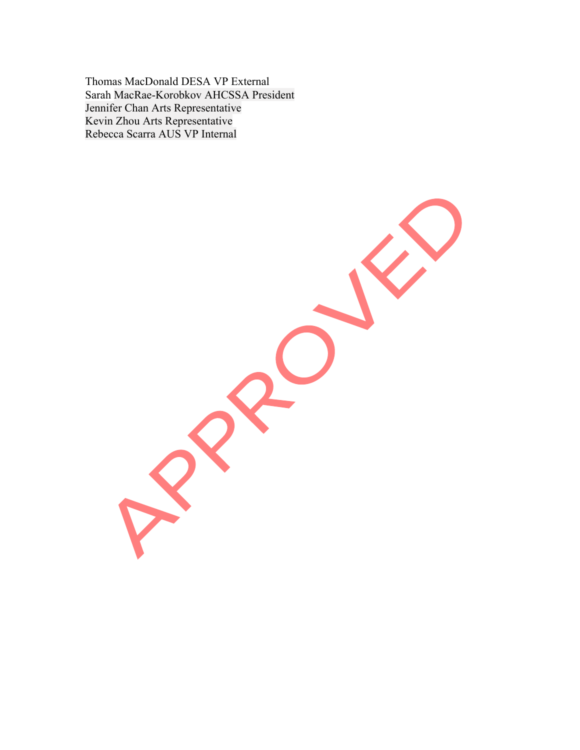Thomas MacDonald DESA VP External
Sarah MacRae-Korobkov AHCSSA President
Jennifer Chan Arts Representative
Kevin Zhou Arts Representative
Rebecca Scarra AUS VP Internal

APPROVED